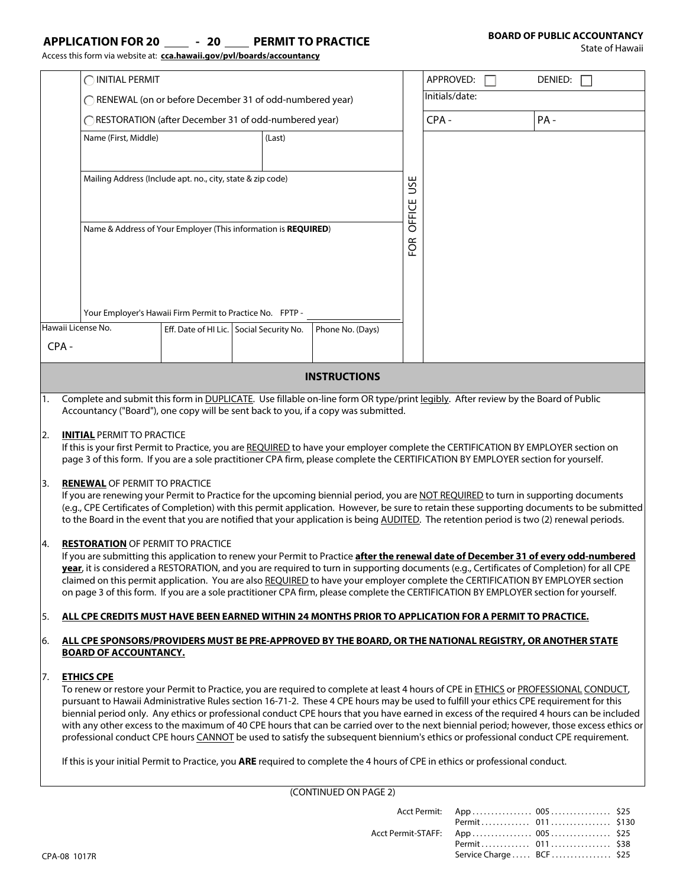# APPLICATION FOR 20 ____ - 20 ____ PERMIT TO PRACTICE

**BOARD OF PUBLIC ACCOUNTANCY**
State of Hawaii

Access this form via website at: **cca.hawaii.gov/pvl/boards/accountancy**

| | | | FOR OFFICE USE | | |
|---|---|---|---|---|---|
| ◯ INITIAL PERMIT | | | | APPROVED: ☐ | DENIED: ☐ |
| ◯ RENEWAL (on or before December 31 of odd-numbered year) | | | | Initials/date: | |
| ◯ RESTORATION (after December 31 of odd-numbered year) | | | | CPA - | PA - |
| Name (First, Middle) | (Last) | | | | |
| Mailing Address (Include apt. no., city, state & zip code) | | | | | |
| Name & Address of Your Employer (This information is **REQUIRED**) | | | | | |
| Your Employer's Hawaii Firm Permit to Practice No. FPTP - | | | | | |
| Hawaii License No. CPA - | Eff. Date of HI Lic. | Social Security No. | Phone No. (Days) | | |

## INSTRUCTIONS

1. Complete and submit this form in DUPLICATE. Use fillable on-line form OR type/print legibly. After review by the Board of Public Accountancy ("Board"), one copy will be sent back to you, if a copy was submitted.

2. **INITIAL** PERMIT TO PRACTICE
   If this is your first Permit to Practice, you are REQUIRED to have your employer complete the CERTIFICATION BY EMPLOYER section on page 3 of this form. If you are a sole practitioner CPA firm, please complete the CERTIFICATION BY EMPLOYER section for yourself.

3. **RENEWAL** OF PERMIT TO PRACTICE
   If you are renewing your Permit to Practice for the upcoming biennial period, you are NOT REQUIRED to turn in supporting documents (e.g., CPE Certificates of Completion) with this permit application. However, be sure to retain these supporting documents to be submitted to the Board in the event that you are notified that your application is being AUDITED. The retention period is two (2) renewal periods.

4. **RESTORATION** OF PERMIT TO PRACTICE
   If you are submitting this application to renew your Permit to Practice **after the renewal date of December 31 of every odd-numbered year**, it is considered a RESTORATION, and you are required to turn in supporting documents (e.g., Certificates of Completion) for all CPE claimed on this permit application. You are also REQUIRED to have your employer complete the CERTIFICATION BY EMPLOYER section on page 3 of this form. If you are a sole practitioner CPA firm, please complete the CERTIFICATION BY EMPLOYER section for yourself.

5. **ALL CPE CREDITS MUST HAVE BEEN EARNED WITHIN 24 MONTHS PRIOR TO APPLICATION FOR A PERMIT TO PRACTICE.**

6. **ALL CPE SPONSORS/PROVIDERS MUST BE PRE-APPROVED BY THE BOARD, OR THE NATIONAL REGISTRY, OR ANOTHER STATE BOARD OF ACCOUNTANCY.**

7. **ETHICS CPE**
   To renew or restore your Permit to Practice, you are required to complete at least 4 hours of CPE in ETHICS or PROFESSIONAL CONDUCT, pursuant to Hawaii Administrative Rules section 16-71-2. These 4 CPE hours may be used to fulfill your ethics CPE requirement for this biennial period only. Any ethics or professional conduct CPE hours that you have earned in excess of the required 4 hours can be included with any other excess to the maximum of 40 CPE hours that can be carried over to the next biennial period; however, those excess ethics or professional conduct CPE hours CANNOT be used to satisfy the subsequent biennium's ethics or professional conduct CPE requirement.

   If this is your initial Permit to Practice, you **ARE** required to complete the 4 hours of CPE in ethics or professional conduct.

(CONTINUED ON PAGE 2)

| | | | |
|---|---|---|---|
| Acct Permit: | App | 005 | $25 |
| | Permit | 011 | $130 |
| Acct Permit-STAFF: | App | 005 | $25 |
| | Permit | 011 | $38 |
| | Service Charge | BCF | $25 |

CPA-08 1017R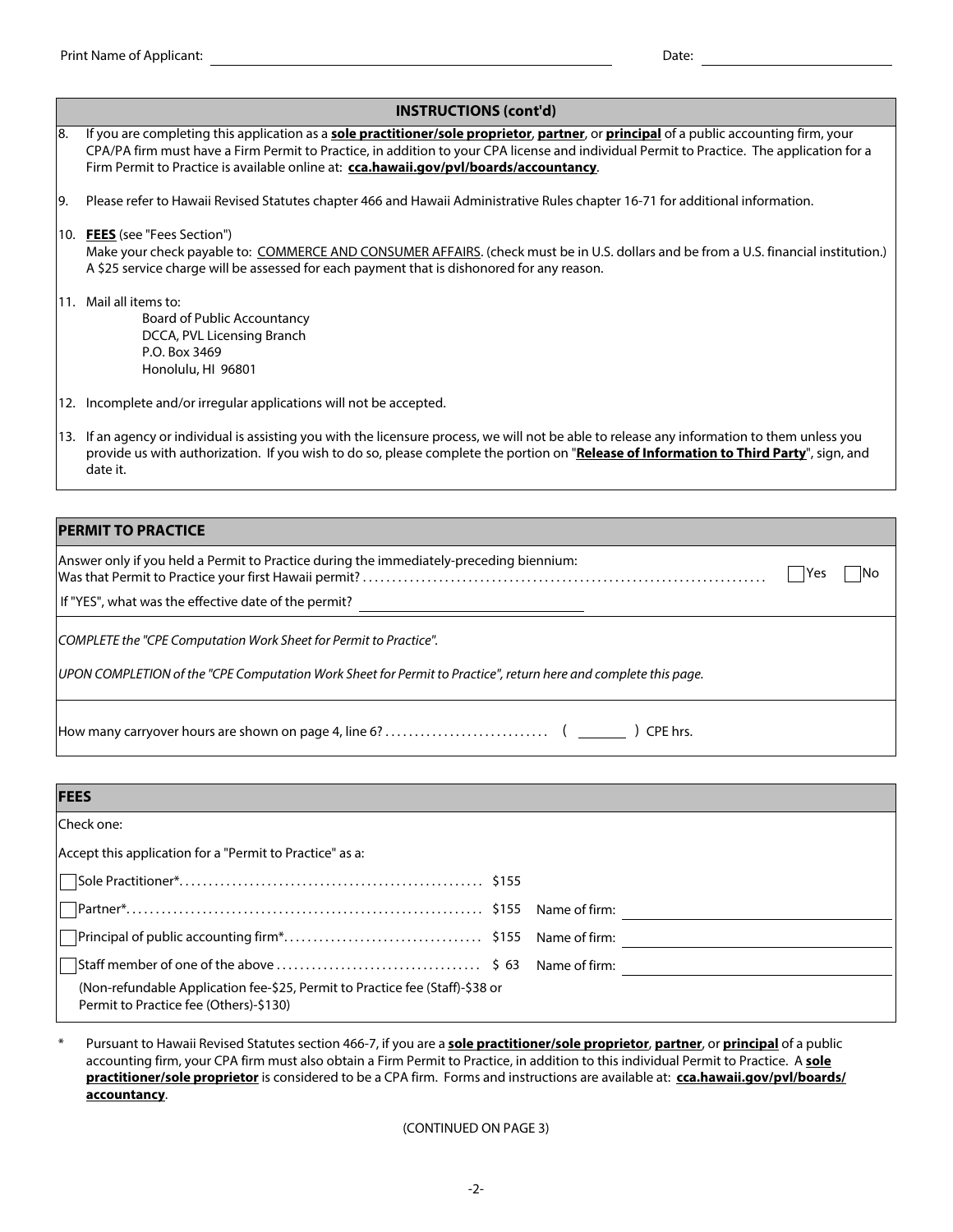Print Name of Applicant: ______________________________ Date: ______________

## INSTRUCTIONS (cont'd)

8. If you are completing this application as a **sole practitioner/sole proprietor**, **partner**, or **principal** of a public accounting firm, your CPA/PA firm must have a Firm Permit to Practice, in addition to your CPA license and individual Permit to Practice. The application for a Firm Permit to Practice is available online at: **cca.hawaii.gov/pvl/boards/accountancy**.

9. Please refer to Hawaii Revised Statutes chapter 466 and Hawaii Administrative Rules chapter 16-71 for additional information.

10. **FEES** (see "Fees Section")
    Make your check payable to: COMMERCE AND CONSUMER AFFAIRS. (check must be in U.S. dollars and be from a U.S. financial institution.) A $25 service charge will be assessed for each payment that is dishonored for any reason.

11. Mail all items to:
    Board of Public Accountancy
    DCCA, PVL Licensing Branch
    P.O. Box 3469
    Honolulu, HI 96801

12. Incomplete and/or irregular applications will not be accepted.

13. If an agency or individual is assisting you with the licensure process, we will not be able to release any information to them unless you provide us with authorization. If you wish to do so, please complete the portion on "**Release of Information to Third Party**", sign, and date it.

## PERMIT TO PRACTICE

Answer only if you held a Permit to Practice during the immediately-preceding biennium:
Was that Permit to Practice your first Hawaii permit? .......... ☐ Yes ☐ No

If "YES", what was the effective date of the permit? ______________

*COMPLETE the "CPE Computation Work Sheet for Permit to Practice".*

*UPON COMPLETION of the "CPE Computation Work Sheet for Permit to Practice", return here and complete this page.*

How many carryover hours are shown on page 4, line 6? .......... ( ______ ) CPE hrs.

## FEES

Check one:

Accept this application for a "Permit to Practice" as a:

☐ Sole Practitioner* .......... $155

☐ Partner* .......... $155 Name of firm: ______________

☐ Principal of public accounting firm* .......... $155 Name of firm: ______________

☐ Staff member of one of the above .......... $ 63 Name of firm: ______________

(Non-refundable Application fee-$25, Permit to Practice fee (Staff)-$38 or Permit to Practice fee (Others)-$130)

\* Pursuant to Hawaii Revised Statutes section 466-7, if you are a **sole practitioner/sole proprietor**, **partner**, or **principal** of a public accounting firm, your CPA firm must also obtain a Firm Permit to Practice, in addition to this individual Permit to Practice. A **sole practitioner/sole proprietor** is considered to be a CPA firm. Forms and instructions are available at: **cca.hawaii.gov/pvl/boards/accountancy**.

(CONTINUED ON PAGE 3)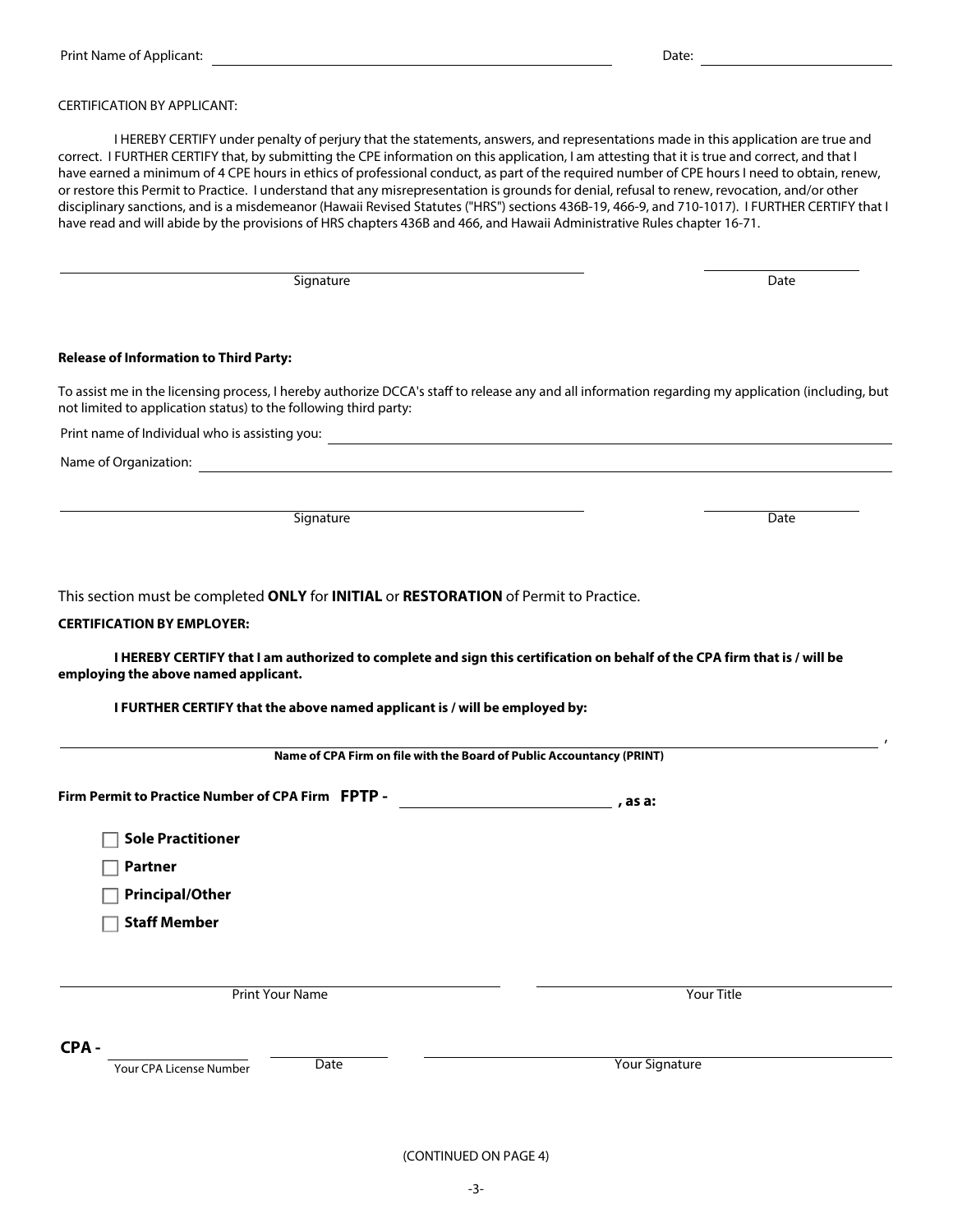Print Name of Applicant: ______________________________ Date: ______________

CERTIFICATION BY APPLICANT:

I HEREBY CERTIFY under penalty of perjury that the statements, answers, and representations made in this application are true and correct. I FURTHER CERTIFY that, by submitting the CPE information on this application, I am attesting that it is true and correct, and that I have earned a minimum of 4 CPE hours in ethics of professional conduct, as part of the required number of CPE hours I need to obtain, renew, or restore this Permit to Practice. I understand that any misrepresentation is grounds for denial, refusal to renew, revocation, and/or other disciplinary sanctions, and is a misdemeanor (Hawaii Revised Statutes ("HRS") sections 436B-19, 466-9, and 710-1017). I FURTHER CERTIFY that I have read and will abide by the provisions of HRS chapters 436B and 466, and Hawaii Administrative Rules chapter 16-71.

______________________________ ______________
Signature Date

**Release of Information to Third Party:**

To assist me in the licensing process, I hereby authorize DCCA's staff to release any and all information regarding my application (including, but not limited to application status) to the following third party:

Print name of Individual who is assisting you: ______________________________

Name of Organization: ______________________________

______________________________ ______________
Signature Date

This section must be completed **ONLY** for **INITIAL** or **RESTORATION** of Permit to Practice.

**CERTIFICATION BY EMPLOYER:**

**I HEREBY CERTIFY that I am authorized to complete and sign this certification on behalf of the CPA firm that is / will be employing the above named applicant.**

**I FURTHER CERTIFY that the above named applicant is / will be employed by:**

______________________________,
**Name of CPA Firm on file with the Board of Public Accountancy (PRINT)**

**Firm Permit to Practice Number of CPA Firm FPTP -** ______________ **, as a:**

- ☐ **Sole Practitioner**
- ☐ **Partner**
- ☐ **Principal/Other**
- ☐ **Staff Member**

______________________________ ______________________________
Print Your Name Your Title

**CPA -** ______________ ______________ ______________________________
Your CPA License Number Date Your Signature

(CONTINUED ON PAGE 4)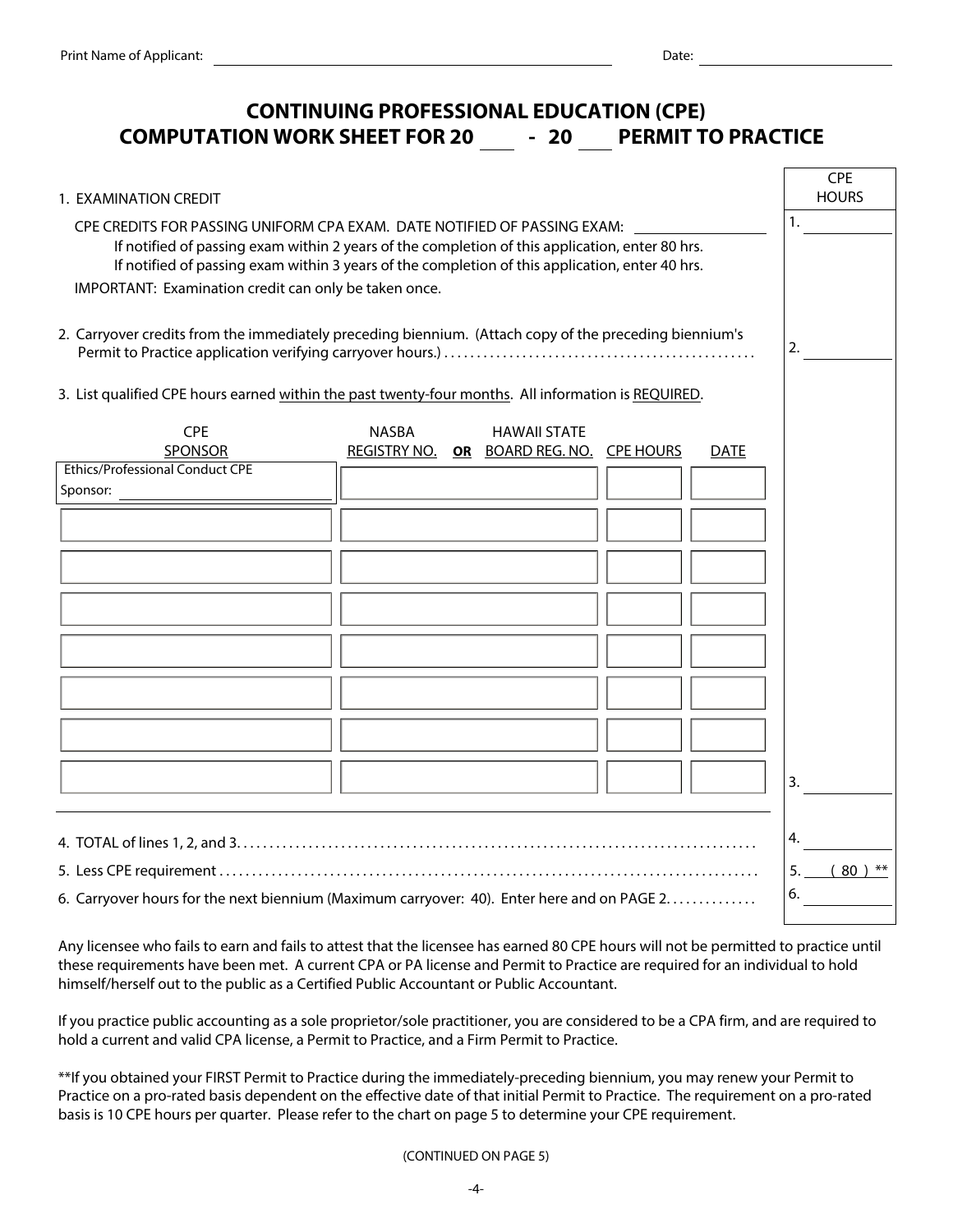Print Name of Applicant: ______________________ Date: ______________

# CONTINUING PROFESSIONAL EDUCATION (CPE)
# COMPUTATION WORK SHEET FOR 20 ___ - 20 ___ PERMIT TO PRACTICE

| | CPE HOURS |
|---|---|
| 1. EXAMINATION CREDIT | |
| CPE CREDITS FOR PASSING UNIFORM CPA EXAM. DATE NOTIFIED OF PASSING EXAM: ________<br>If notified of passing exam within 2 years of the completion of this application, enter 80 hrs.<br>If notified of passing exam within 3 years of the completion of this application, enter 40 hrs.<br>IMPORTANT: Examination credit can only be taken once. | 1. ________ |
| 2. Carryover credits from the immediately preceding biennium. (Attach copy of the preceding biennium's Permit to Practice application verifying carryover hours.) | 2. ________ |

3. List qualified CPE hours earned within the past twenty-four months. All information is REQUIRED.

| CPE SPONSOR | NASBA REGISTRY NO. **OR** HAWAII STATE BOARD REG. NO. | CPE HOURS | DATE |
|---|---|---|---|
| Ethics/Professional Conduct CPE<br>Sponsor: ________ | | | |
| | | | |
| | | | |
| | | | |
| | | | |
| | | | |
| | | | |
| | | | |

3. ________

| | |
|---|---|
| 4. TOTAL of lines 1, 2, and 3 | 4. ________ |
| 5. Less CPE requirement | 5. ( 80 ) ** |
| 6. Carryover hours for the next biennium (Maximum carryover: 40). Enter here and on PAGE 2. | 6. ________ |

Any licensee who fails to earn and fails to attest that the licensee has earned 80 CPE hours will not be permitted to practice until these requirements have been met. A current CPA or PA license and Permit to Practice are required for an individual to hold himself/herself out to the public as a Certified Public Accountant or Public Accountant.

If you practice public accounting as a sole proprietor/sole practitioner, you are considered to be a CPA firm, and are required to hold a current and valid CPA license, a Permit to Practice, and a Firm Permit to Practice.

**If you obtained your FIRST Permit to Practice during the immediately-preceding biennium, you may renew your Permit to Practice on a pro-rated basis dependent on the effective date of that initial Permit to Practice. The requirement on a pro-rated basis is 10 CPE hours per quarter. Please refer to the chart on page 5 to determine your CPE requirement.

(CONTINUED ON PAGE 5)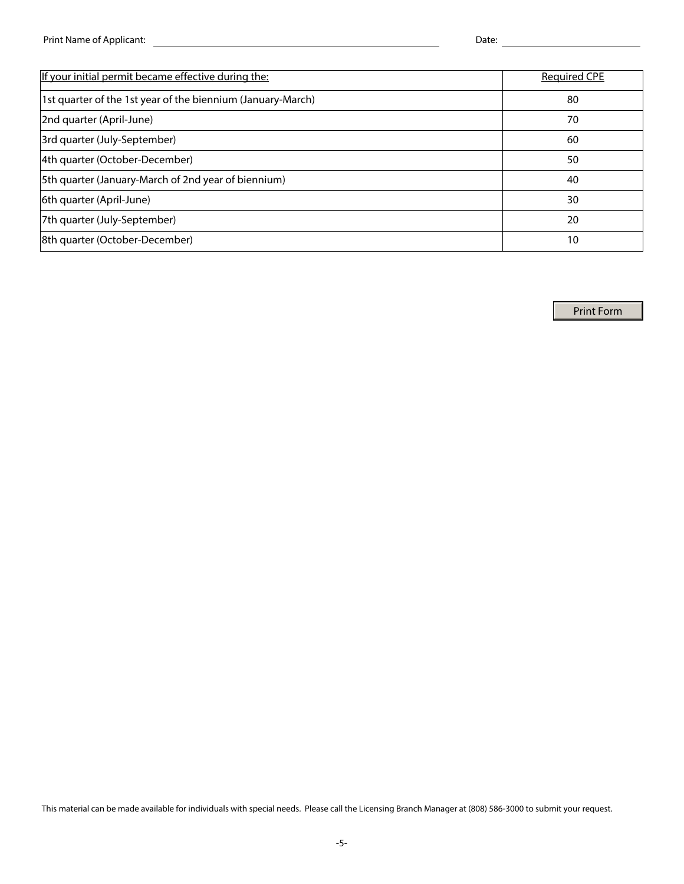Print Name of Applicant: ______________________________ Date: ______________

| If your initial permit became effective during the: | Required CPE |
|---|---|
| 1st quarter of the 1st year of the biennium (January-March) | 80 |
| 2nd quarter (April-June) | 70 |
| 3rd quarter (July-September) | 60 |
| 4th quarter (October-December) | 50 |
| 5th quarter (January-March of 2nd year of biennium) | 40 |
| 6th quarter (April-June) | 30 |
| 7th quarter (July-September) | 20 |
| 8th quarter (October-December) | 10 |

Print Form

This material can be made available for individuals with special needs. Please call the Licensing Branch Manager at (808) 586-3000 to submit your request.